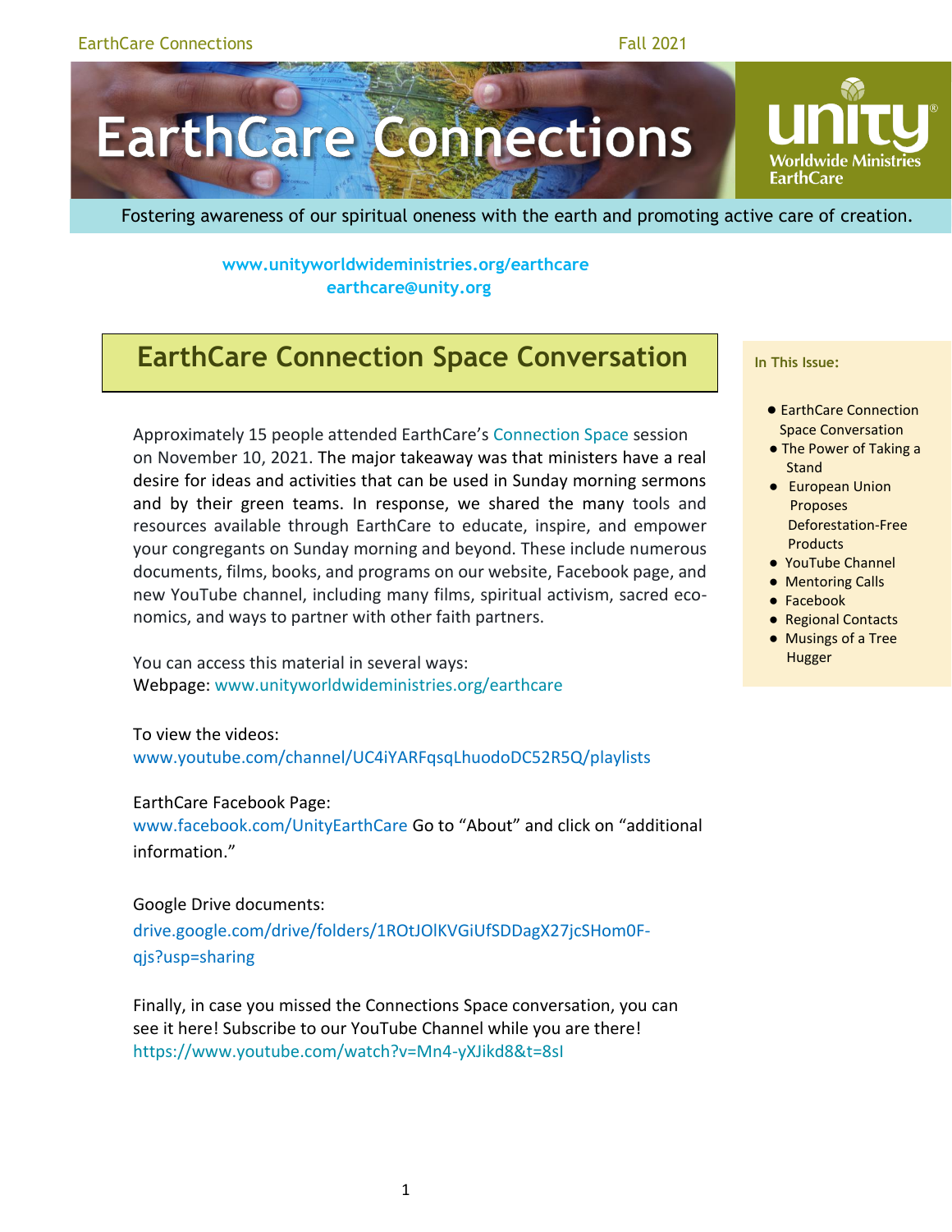# EarthCare Connections

Unity Worldwide Ministries EarthCare

Fostering awareness of our spiritual oneness with the earth and promoting active care of creation.

www.unityworldwideministries.org/earthcare
earthcare@unity.org

## EarthCare Connection Space Conversation

Approximately 15 people attended EarthCare's Connection Space session on November 10, 2021. The major takeaway was that ministers have a real desire for ideas and activities that can be used in Sunday morning sermons and by their green teams. In response, we shared the many tools and resources available through EarthCare to educate, inspire, and empower your congregants on Sunday morning and beyond. These include numerous documents, films, books, and programs on our website, Facebook page, and new YouTube channel, including many films, spiritual activism, sacred economics, and ways to partner with other faith partners.

You can access this material in several ways:
Webpage: www.unityworldwideministries.org/earthcare

To view the videos:
www.youtube.com/channel/UC4iYARFqsqLhuodoDC52R5Q/playlists

EarthCare Facebook Page:
www.facebook.com/UnityEarthCare Go to "About" and click on "additional information."

Google Drive documents:
drive.google.com/drive/folders/1ROtJOlKVGiUfSDDagX27jcSHom0F-qjs?usp=sharing

Finally, in case you missed the Connections Space conversation, you can see it here! Subscribe to our YouTube Channel while you are there!
https://www.youtube.com/watch?v=Mn4-yXJikd8&t=8sI

**In This Issue:**

- EarthCare Connection Space Conversation
- The Power of Taking a Stand
- European Union Proposes Deforestation-Free Products
- YouTube Channel
- Mentoring Calls
- Facebook
- Regional Contacts
- Musings of a Tree Hugger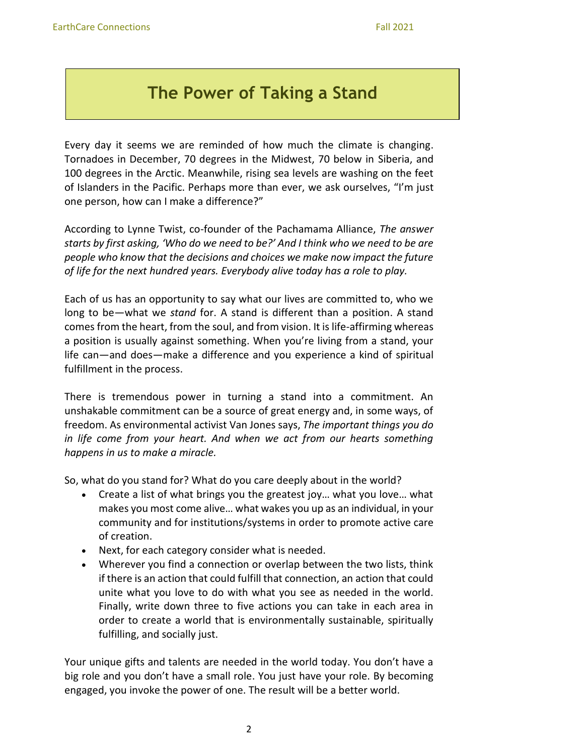# The Power of Taking a Stand

Every day it seems we are reminded of how much the climate is changing. Tornadoes in December, 70 degrees in the Midwest, 70 below in Siberia, and 100 degrees in the Arctic. Meanwhile, rising sea levels are washing on the feet of Islanders in the Pacific. Perhaps more than ever, we ask ourselves, "I'm just one person, how can I make a difference?"

According to Lynne Twist, co-founder of the Pachamama Alliance, *The answer starts by first asking, 'Who do we need to be?' And I think who we need to be are people who know that the decisions and choices we make now impact the future of life for the next hundred years. Everybody alive today has a role to play.*

Each of us has an opportunity to say what our lives are committed to, who we long to be—what we *stand* for. A stand is different than a position. A stand comes from the heart, from the soul, and from vision. It is life-affirming whereas a position is usually against something. When you're living from a stand, your life can—and does—make a difference and you experience a kind of spiritual fulfillment in the process.

There is tremendous power in turning a stand into a commitment. An unshakable commitment can be a source of great energy and, in some ways, of freedom. As environmental activist Van Jones says, *The important things you do in life come from your heart. And when we act from our hearts something happens in us to make a miracle.*

So, what do you stand for? What do you care deeply about in the world?

- Create a list of what brings you the greatest joy… what you love… what makes you most come alive… what wakes you up as an individual, in your community and for institutions/systems in order to promote active care of creation.
- Next, for each category consider what is needed.
- Wherever you find a connection or overlap between the two lists, think if there is an action that could fulfill that connection, an action that could unite what you love to do with what you see as needed in the world. Finally, write down three to five actions you can take in each area in order to create a world that is environmentally sustainable, spiritually fulfilling, and socially just.

Your unique gifts and talents are needed in the world today. You don't have a big role and you don't have a small role. You just have your role. By becoming engaged, you invoke the power of one. The result will be a better world.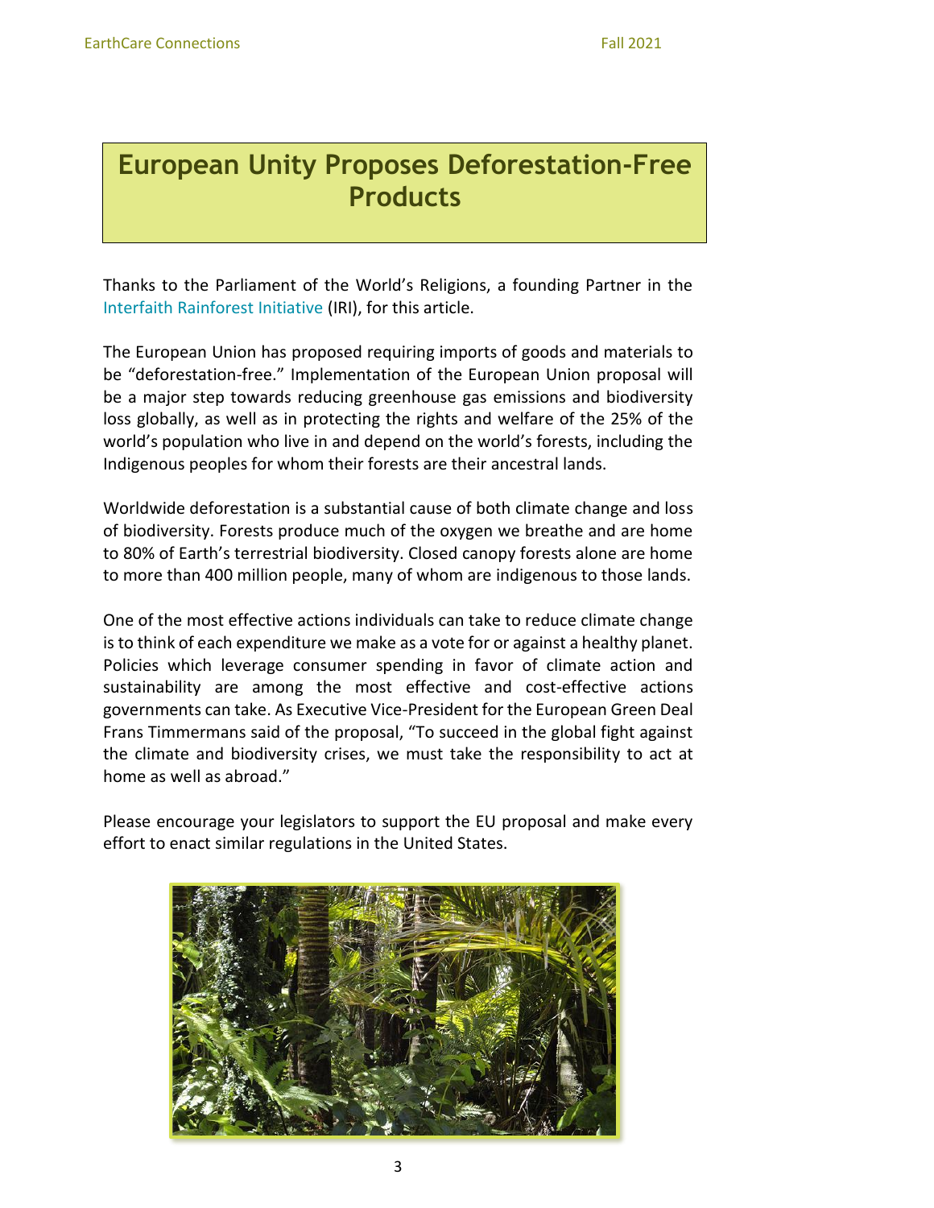# European Unity Proposes Deforestation-Free Products

Thanks to the Parliament of the World's Religions, a founding Partner in the Interfaith Rainforest Initiative (IRI), for this article.

The European Union has proposed requiring imports of goods and materials to be "deforestation-free." Implementation of the European Union proposal will be a major step towards reducing greenhouse gas emissions and biodiversity loss globally, as well as in protecting the rights and welfare of the 25% of the world's population who live in and depend on the world's forests, including the Indigenous peoples for whom their forests are their ancestral lands.

Worldwide deforestation is a substantial cause of both climate change and loss of biodiversity. Forests produce much of the oxygen we breathe and are home to 80% of Earth's terrestrial biodiversity. Closed canopy forests alone are home to more than 400 million people, many of whom are indigenous to those lands.

One of the most effective actions individuals can take to reduce climate change is to think of each expenditure we make as a vote for or against a healthy planet. Policies which leverage consumer spending in favor of climate action and sustainability are among the most effective and cost-effective actions governments can take. As Executive Vice-President for the European Green Deal Frans Timmermans said of the proposal, "To succeed in the global fight against the climate and biodiversity crises, we must take the responsibility to act at home as well as abroad."

Please encourage your legislators to support the EU proposal and make every effort to enact similar regulations in the United States.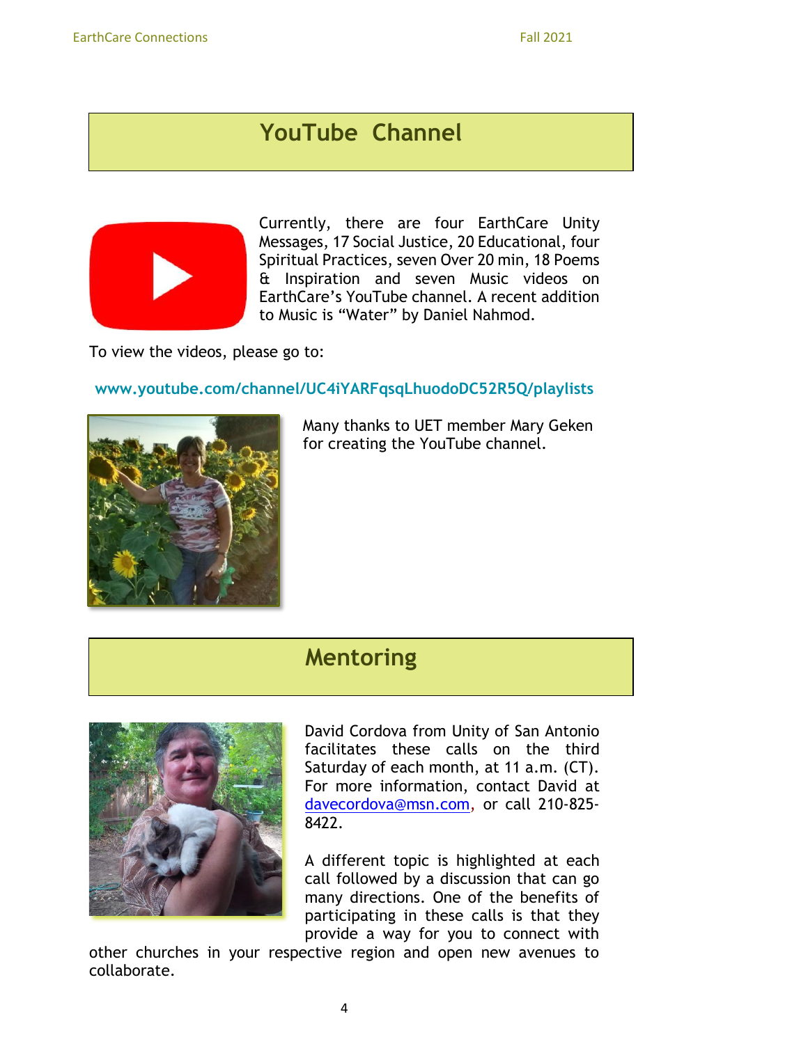## YouTube Channel

Currently, there are four EarthCare Unity Messages, 17 Social Justice, 20 Educational, four Spiritual Practices, seven Over 20 min, 18 Poems & Inspiration and seven Music videos on EarthCare's YouTube channel. A recent addition to Music is "Water" by Daniel Nahmod.

To view the videos, please go to:

**www.youtube.com/channel/UC4iYARFqsqLhuodoDC52R5Q/playlists**

Many thanks to UET member Mary Geken for creating the YouTube channel.

## Mentoring

David Cordova from Unity of San Antonio facilitates these calls on the third Saturday of each month, at 11 a.m. (CT). For more information, contact David at davecordova@msn.com, or call 210-825-8422.

A different topic is highlighted at each call followed by a discussion that can go many directions. One of the benefits of participating in these calls is that they provide a way for you to connect with other churches in your respective region and open new avenues to collaborate.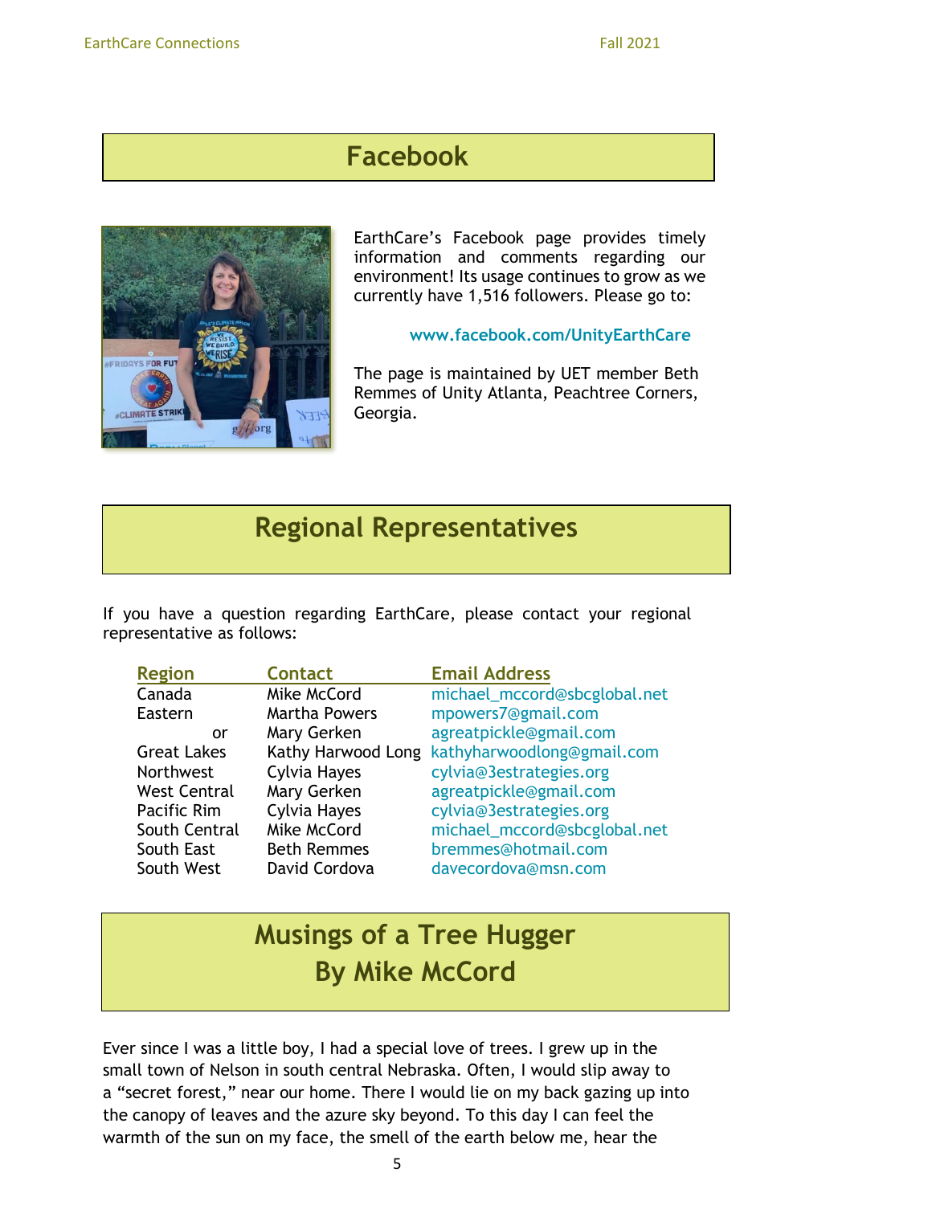## Facebook

EarthCare's Facebook page provides timely information and comments regarding our environment! Its usage continues to grow as we currently have 1,516 followers. Please go to:

**www.facebook.com/UnityEarthCare**

The page is maintained by UET member Beth Remmes of Unity Atlanta, Peachtree Corners, Georgia.

## Regional Representatives

If you have a question regarding EarthCare, please contact your regional representative as follows:

| Region | Contact | Email Address |
|---|---|---|
| Canada | Mike McCord | michael_mccord@sbcglobal.net |
| Eastern | Martha Powers | mpowers7@gmail.com |
| or | Mary Gerken | agreatpickle@gmail.com |
| Great Lakes | Kathy Harwood Long | kathyharwoodlong@gmail.com |
| Northwest | Cylvia Hayes | cylvia@3estrategies.org |
| West Central | Mary Gerken | agreatpickle@gmail.com |
| Pacific Rim | Cylvia Hayes | cylvia@3estrategies.org |
| South Central | Mike McCord | michael_mccord@sbcglobal.net |
| South East | Beth Remmes | bremmes@hotmail.com |
| South West | David Cordova | davecordova@msn.com |

## Musings of a Tree Hugger
## By Mike McCord

Ever since I was a little boy, I had a special love of trees. I grew up in the small town of Nelson in south central Nebraska. Often, I would slip away to a "secret forest," near our home. There I would lie on my back gazing up into the canopy of leaves and the azure sky beyond. To this day I can feel the warmth of the sun on my face, the smell of the earth below me, hear the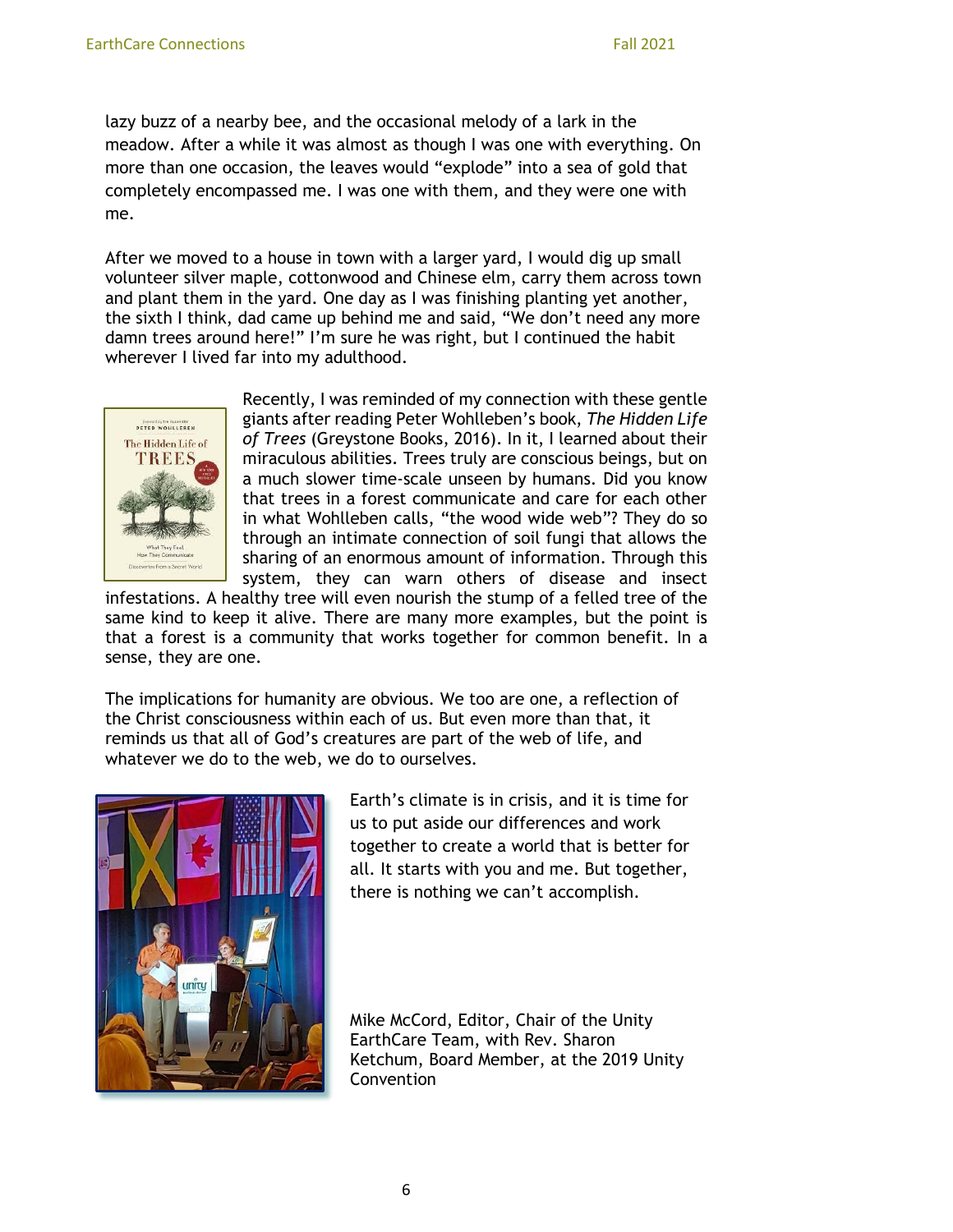lazy buzz of a nearby bee, and the occasional melody of a lark in the meadow. After a while it was almost as though I was one with everything. On more than one occasion, the leaves would "explode" into a sea of gold that completely encompassed me. I was one with them, and they were one with me.

After we moved to a house in town with a larger yard, I would dig up small volunteer silver maple, cottonwood and Chinese elm, carry them across town and plant them in the yard. One day as I was finishing planting yet another, the sixth I think, dad came up behind me and said, "We don't need any more damn trees around here!" I'm sure he was right, but I continued the habit wherever I lived far into my adulthood.

Recently, I was reminded of my connection with these gentle giants after reading Peter Wohlleben's book, *The Hidden Life of Trees* (Greystone Books, 2016). In it, I learned about their miraculous abilities. Trees truly are conscious beings, but on a much slower time-scale unseen by humans. Did you know that trees in a forest communicate and care for each other in what Wohlleben calls, "the wood wide web"? They do so through an intimate connection of soil fungi that allows the sharing of an enormous amount of information. Through this system, they can warn others of disease and insect infestations. A healthy tree will even nourish the stump of a felled tree of the same kind to keep it alive. There are many more examples, but the point is that a forest is a community that works together for common benefit. In a sense, they are one.

The implications for humanity are obvious. We too are one, a reflection of the Christ consciousness within each of us. But even more than that, it reminds us that all of God's creatures are part of the web of life, and whatever we do to the web, we do to ourselves.

Earth's climate is in crisis, and it is time for us to put aside our differences and work together to create a world that is better for all. It starts with you and me. But together, there is nothing we can't accomplish.

Mike McCord, Editor, Chair of the Unity EarthCare Team, with Rev. Sharon Ketchum, Board Member, at the 2019 Unity Convention